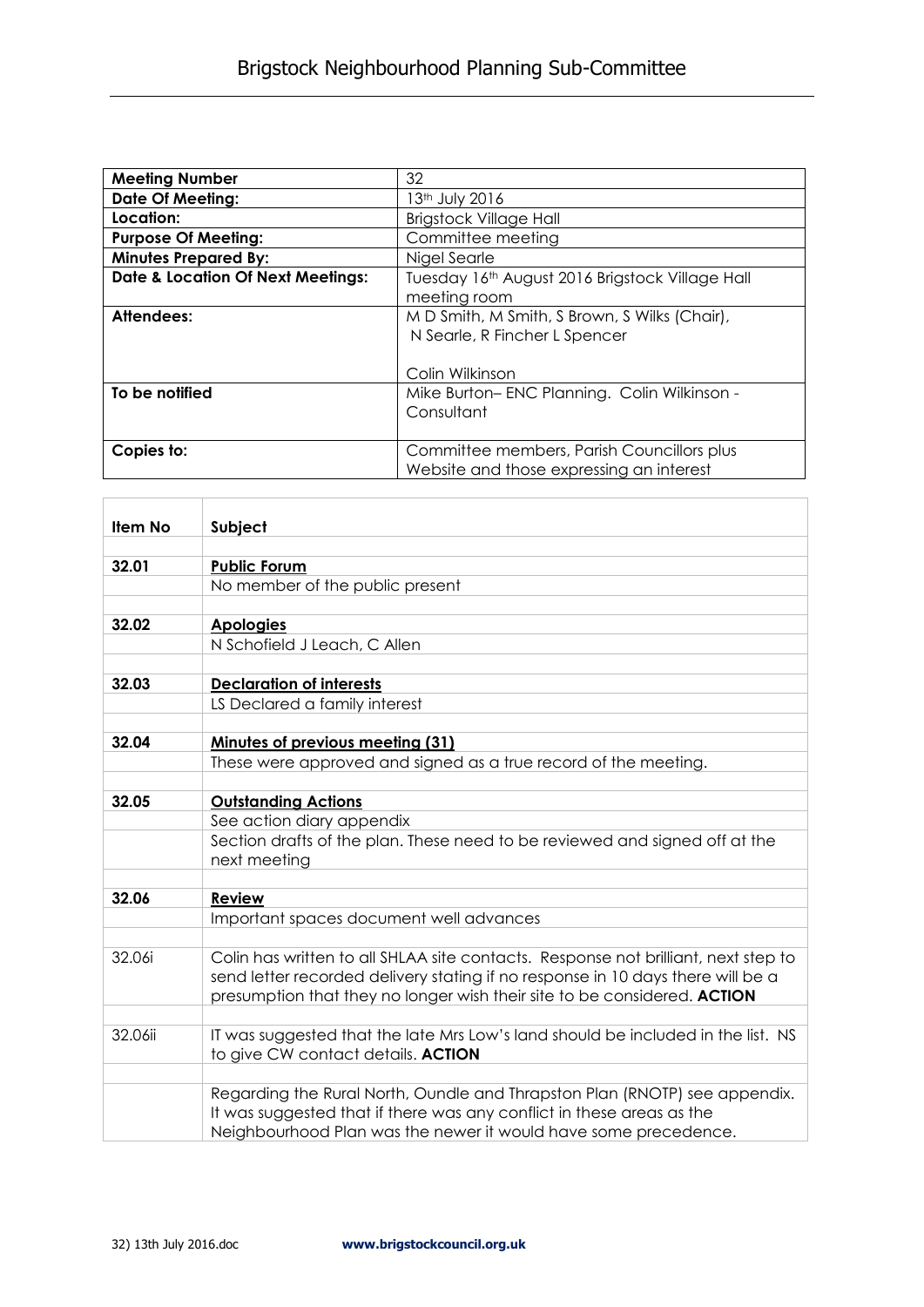# Brigstock Neighbourhood Planning Sub-Committee

| Meeting Number | 32 |
|---|---|
| **Date Of Meeting:** | 13th July 2016 |
| **Location:** | Brigstock Village Hall |
| **Purpose Of Meeting:** | Committee meeting |
| **Minutes Prepared By:** | Nigel Searle |
| **Date & Location Of Next Meetings:** | Tuesday 16th August 2016 Brigstock Village Hall meeting room |
| **Attendees:** | M D Smith, M Smith, S Brown, S Wilks (Chair), N Searle, R Fincher L Spencer<br><br>Colin Wilkinson |
| **To be notified** | Mike Burton– ENC Planning. Colin Wilkinson - Consultant |
| **Copies to:** | Committee members, Parish Councillors plus Website and those expressing an interest |

| Item No | Subject |
|---|---|
| **32.01** | **Public Forum** |
| | No member of the public present |
| **32.02** | **Apologies** |
| | N Schofield J Leach, C Allen |
| **32.03** | **Declaration of interests** |
| | LS Declared a family interest |
| **32.04** | **Minutes of previous meeting (31)** |
| | These were approved and signed as a true record of the meeting. |
| **32.05** | **Outstanding Actions** |
| | See action diary appendix |
| | Section drafts of the plan. These need to be reviewed and signed off at the next meeting |
| **32.06** | **Review** |
| | Important spaces document well advances |
| 32.06i | Colin has written to all SHLAA site contacts. Response not brilliant, next step to send letter recorded delivery stating if no response in 10 days there will be a presumption that they no longer wish their site to be considered. **ACTION** |
| 32.06ii | IT was suggested that the late Mrs Low's land should be included in the list. NS to give CW contact details. **ACTION** |
| | Regarding the Rural North, Oundle and Thrapston Plan (RNOTP) see appendix. It was suggested that if there was any conflict in these areas as the Neighbourhood Plan was the newer it would have some precedence. |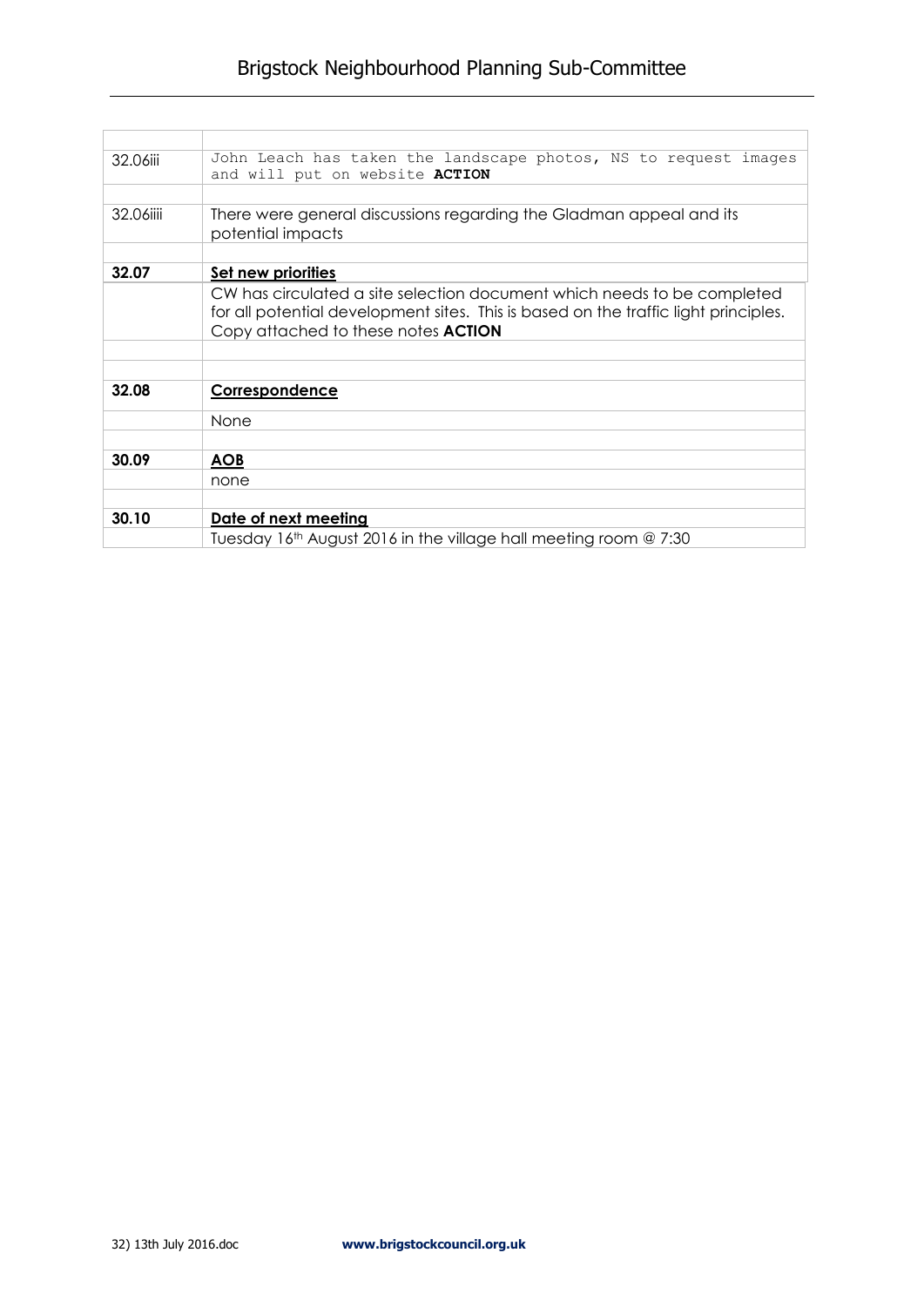| | |
|---|---|
| 32.06iii | John Leach has taken the landscape photos, NS to request images and will put on website **ACTION** |
| | |
| 32.06iiii | There were general discussions regarding the Gladman appeal and its potential impacts |
| | |
| **32.07** | **Set new priorities** |
| | CW has circulated a site selection document which needs to be completed for all potential development sites. This is based on the traffic light principles. Copy attached to these notes **ACTION** |
| | |
| | |
| **32.08** | **Correspondence** |
| | None |
| | |
| **30.09** | **AOB** |
| | none |
| | |
| **30.10** | **Date of next meeting** |
| | Tuesday 16th August 2016 in the village hall meeting room @ 7:30 |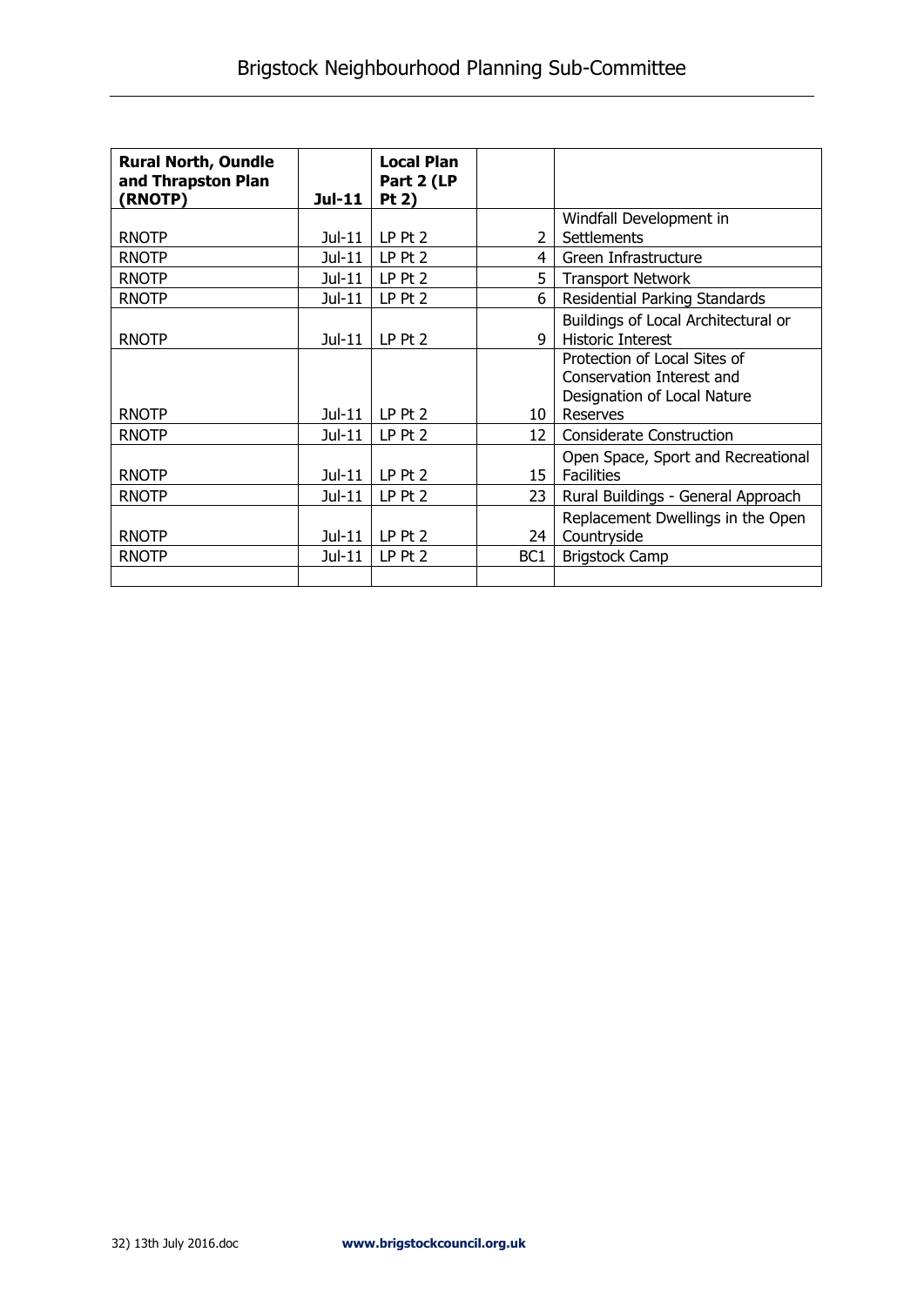| Rural North, Oundle and Thrapston Plan (RNOTP) | Jul-11 | Local Plan Part 2 (LP Pt 2) | | |
|---|---|---|---|---|
| RNOTP | Jul-11 | LP Pt 2 | 2 | Windfall Development in Settlements |
| RNOTP | Jul-11 | LP Pt 2 | 4 | Green Infrastructure |
| RNOTP | Jul-11 | LP Pt 2 | 5 | Transport Network |
| RNOTP | Jul-11 | LP Pt 2 | 6 | Residential Parking Standards |
| RNOTP | Jul-11 | LP Pt 2 | 9 | Buildings of Local Architectural or Historic Interest |
| RNOTP | Jul-11 | LP Pt 2 | 10 | Protection of Local Sites of Conservation Interest and Designation of Local Nature Reserves |
| RNOTP | Jul-11 | LP Pt 2 | 12 | Considerate Construction |
| RNOTP | Jul-11 | LP Pt 2 | 15 | Open Space, Sport and Recreational Facilities |
| RNOTP | Jul-11 | LP Pt 2 | 23 | Rural Buildings - General Approach |
| RNOTP | Jul-11 | LP Pt 2 | 24 | Replacement Dwellings in the Open Countryside |
| RNOTP | Jul-11 | LP Pt 2 | BC1 | Brigstock Camp |
| | | | | |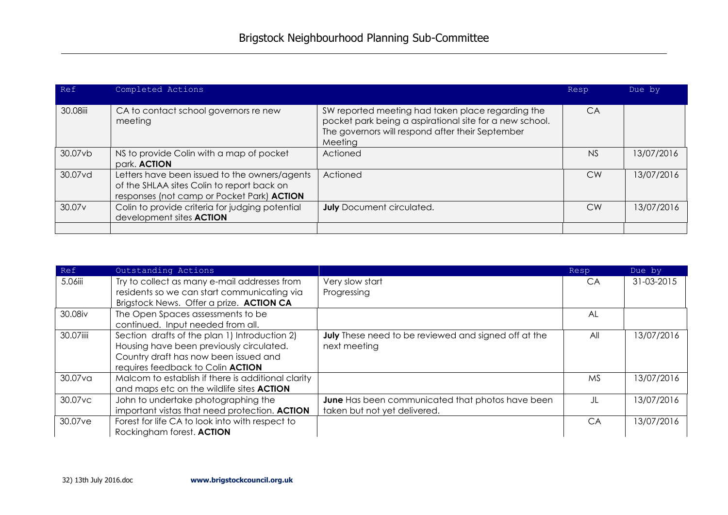| Ref | Completed Actions | | Resp | Due by |
|---|---|---|---|---|
| 30.08iii | CA to contact school governors re new meeting | SW reported meeting had taken place regarding the pocket park being a aspirational site for a new school. The governors will respond after their September Meeting | CA | |
| 30.07vb | NS to provide Colin with a map of pocket park. **ACTION** | Actioned | NS | 13/07/2016 |
| 30.07vd | Letters have been issued to the owners/agents of the SHLAA sites Colin to report back on responses (not camp or Pocket Park) **ACTION** | Actioned | CW | 13/07/2016 |
| 30.07v | Colin to provide criteria for judging potential development sites **ACTION** | **July** Document circulated. | CW | 13/07/2016 |
| | | | | |

| Ref | Outstanding Actions | | Resp | Due by |
|---|---|---|---|---|
| 5.06iii | Try to collect as many e-mail addresses from residents so we can start communicating via Brigstock News. Offer a prize. **ACTION CA** | Very slow start<br>Progressing | CA | 31-03-2015 |
| 30.08iv | The Open Spaces assessments to be continued. Input needed from all. | | AL | |
| 30.07iiii | Section drafts of the plan 1) Introduction 2) Housing have been previously circulated. Country draft has now been issued and requires feedback to Colin **ACTION** | **July** These need to be reviewed and signed off at the next meeting | All | 13/07/2016 |
| 30.07va | Malcom to establish if there is additional clarity and maps etc on the wildlife sites **ACTION** | | MS | 13/07/2016 |
| 30.07vc | John to undertake photographing the important vistas that need protection. **ACTION** | **June** Has been communicated that photos have been taken but not yet delivered. | JL | 13/07/2016 |
| 30.07ve | Forest for life CA to look into with respect to Rockingham forest. **ACTION** | | CA | 13/07/2016 |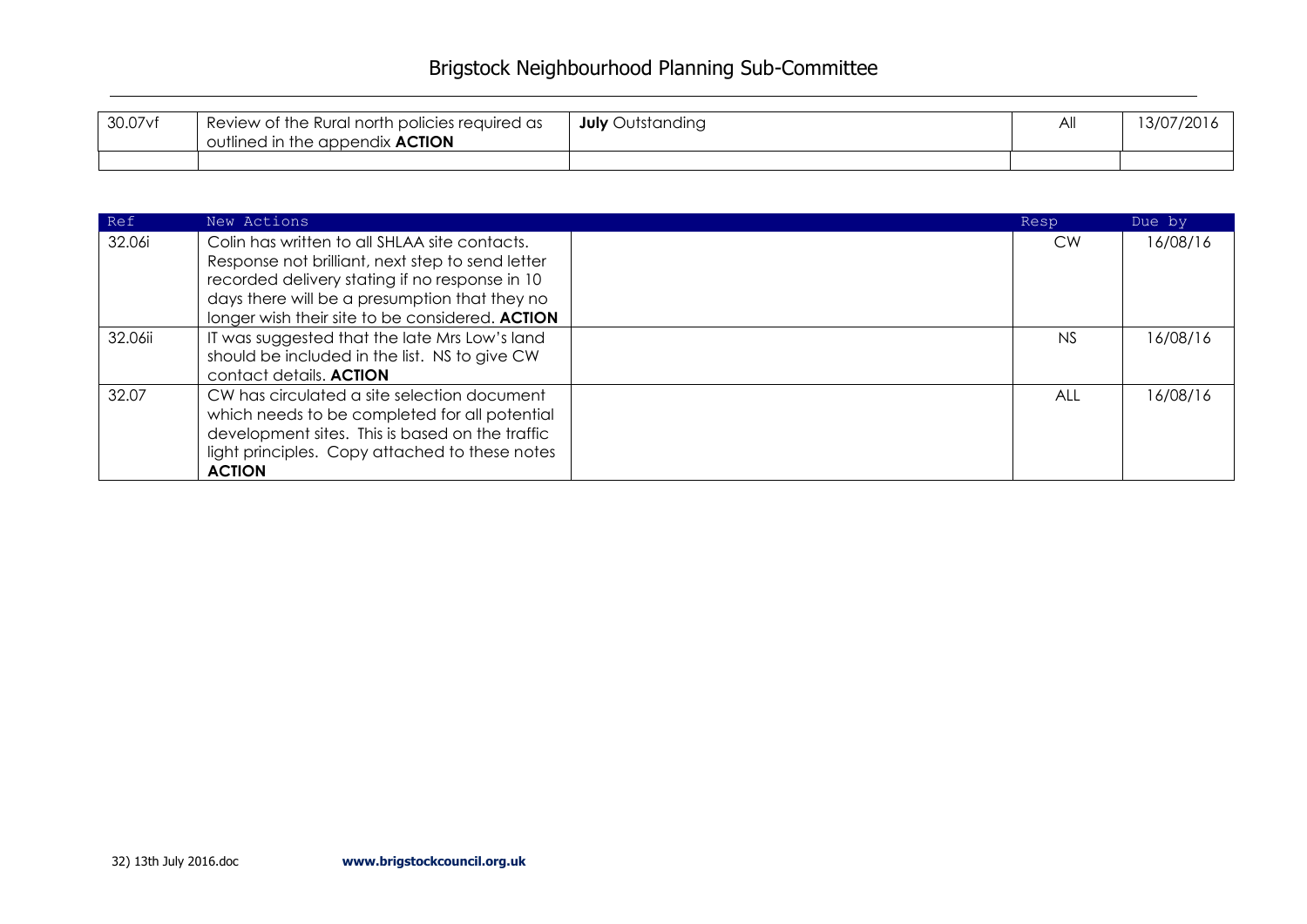| | | | | |
|---|---|---|---|---|
| 30.07vf | Review of the Rural north policies required as outlined in the appendix **ACTION** | **July** Outstanding | All | 13/07/2016 |
| | | | | |

| Ref | New Actions | | Resp | Due by |
|---|---|---|---|---|
| 32.06i | Colin has written to all SHLAA site contacts. Response not brilliant, next step to send letter recorded delivery stating if no response in 10 days there will be a presumption that they no longer wish their site to be considered. **ACTION** | | CW | 16/08/16 |
| 32.06ii | IT was suggested that the late Mrs Low's land should be included in the list. NS to give CW contact details. **ACTION** | | NS | 16/08/16 |
| 32.07 | CW has circulated a site selection document which needs to be completed for all potential development sites. This is based on the traffic light principles. Copy attached to these notes **ACTION** | | ALL | 16/08/16 |